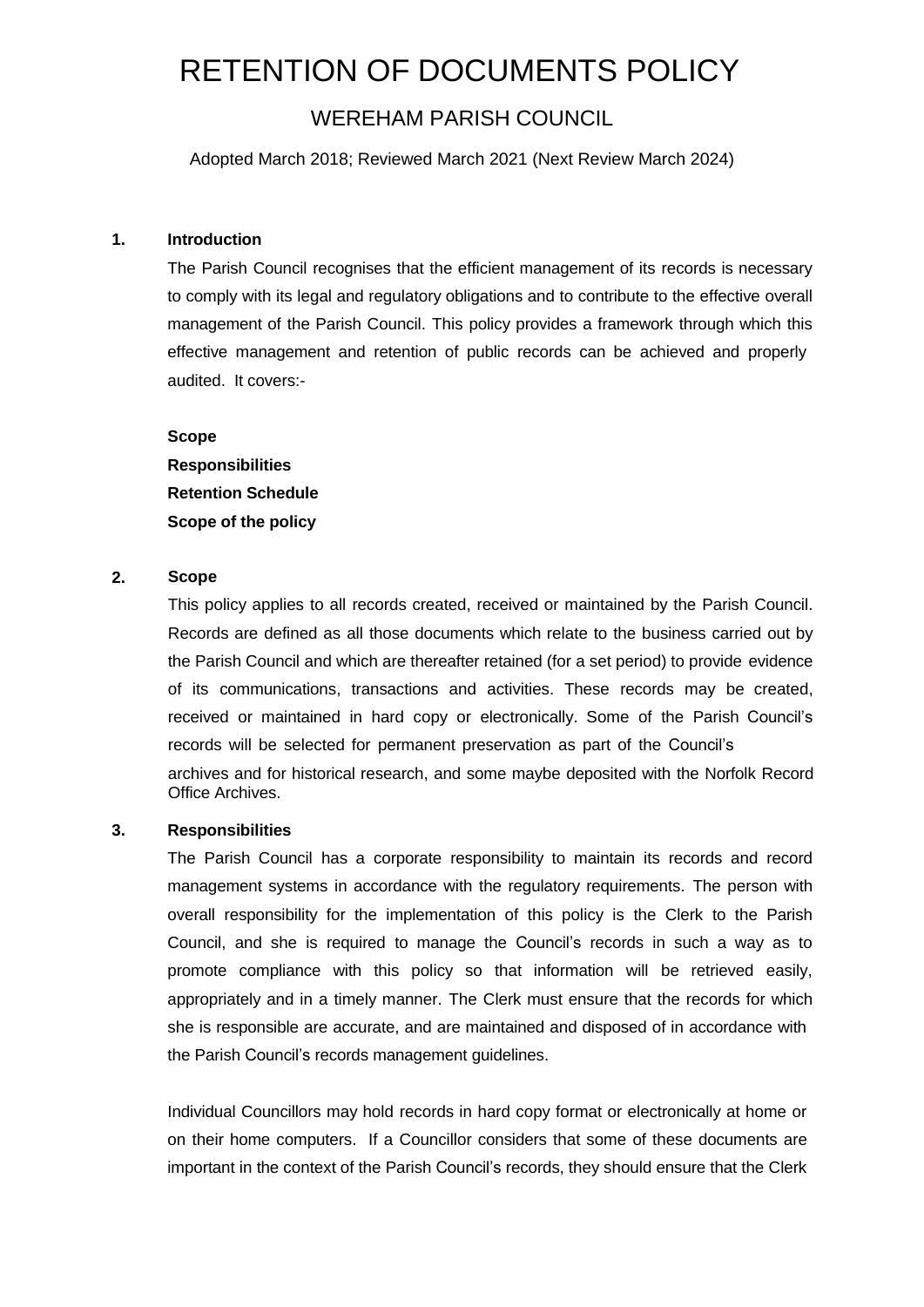# RETENTION OF DOCUMENTS POLICY

## WEREHAM PARISH COUNCIL

Adopted March 2018; Reviewed March 2021 (Next Review March 2024)

**1. Introduction**

The Parish Council recognises that the efficient management of its records is necessary to comply with its legal and regulatory obligations and to contribute to the effective overall management of the Parish Council. This policy provides a framework through which this effective management and retention of public records can be achieved and properly audited. It covers:-

**Scope**
**Responsibilities**
**Retention Schedule**
**Scope of the policy**

**2. Scope**

This policy applies to all records created, received or maintained by the Parish Council. Records are defined as all those documents which relate to the business carried out by the Parish Council and which are thereafter retained (for a set period) to provide evidence of its communications, transactions and activities. These records may be created, received or maintained in hard copy or electronically. Some of the Parish Council's records will be selected for permanent preservation as part of the Council's archives and for historical research, and some maybe deposited with the Norfolk Record Office Archives.

**3. Responsibilities**

The Parish Council has a corporate responsibility to maintain its records and record management systems in accordance with the regulatory requirements. The person with overall responsibility for the implementation of this policy is the Clerk to the Parish Council, and she is required to manage the Council's records in such a way as to promote compliance with this policy so that information will be retrieved easily, appropriately and in a timely manner. The Clerk must ensure that the records for which she is responsible are accurate, and are maintained and disposed of in accordance with the Parish Council's records management guidelines.

Individual Councillors may hold records in hard copy format or electronically at home or on their home computers. If a Councillor considers that some of these documents are important in the context of the Parish Council's records, they should ensure that the Clerk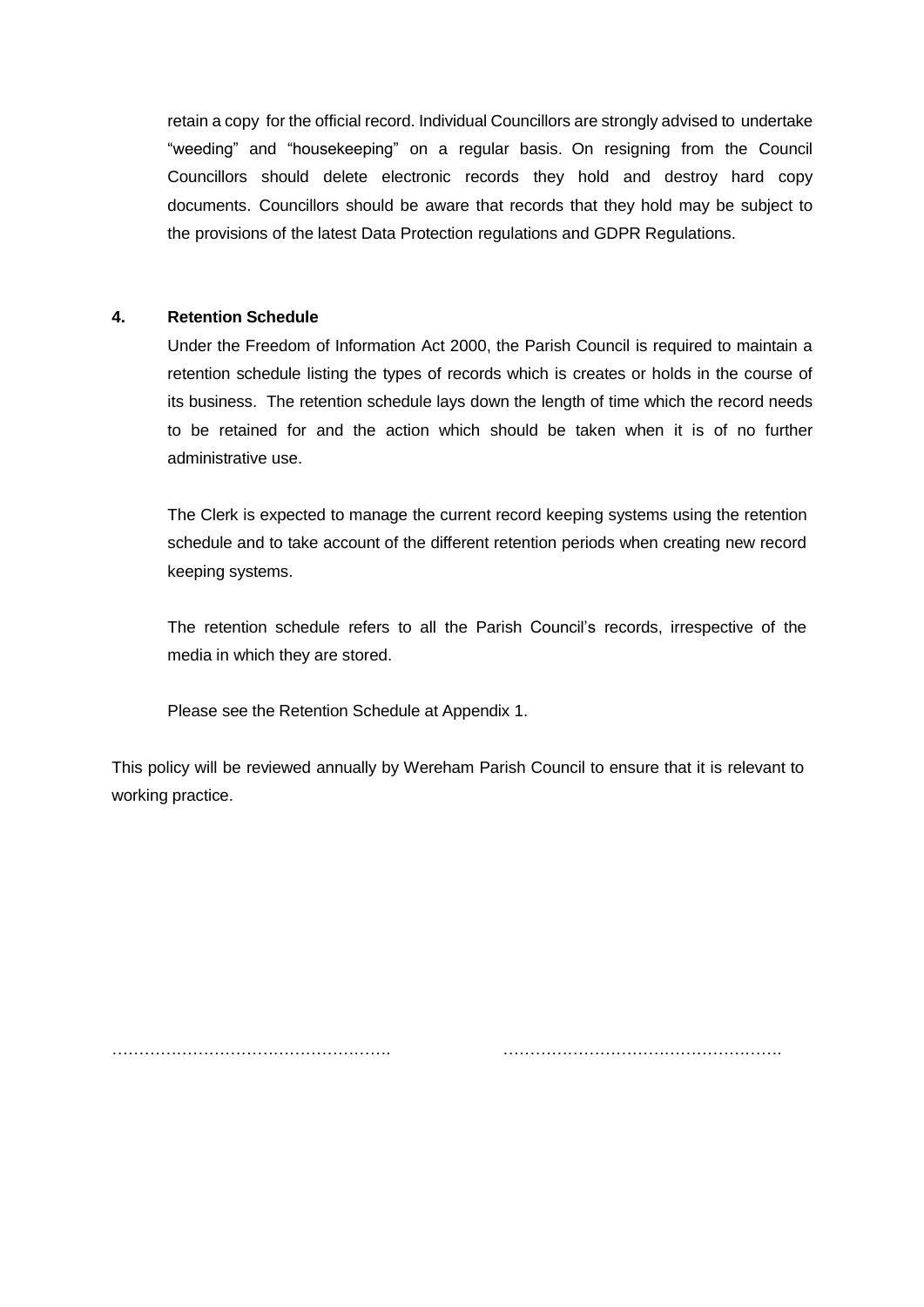retain a copy for the official record. Individual Councillors are strongly advised to undertake "weeding" and "housekeeping" on a regular basis. On resigning from the Council Councillors should delete electronic records they hold and destroy hard copy documents. Councillors should be aware that records that they hold may be subject to the provisions of the latest Data Protection regulations and GDPR Regulations.

**4. Retention Schedule**

Under the Freedom of Information Act 2000, the Parish Council is required to maintain a retention schedule listing the types of records which is creates or holds in the course of its business. The retention schedule lays down the length of time which the record needs to be retained for and the action which should be taken when it is of no further administrative use.

The Clerk is expected to manage the current record keeping systems using the retention schedule and to take account of the different retention periods when creating new record keeping systems.

The retention schedule refers to all the Parish Council's records, irrespective of the media in which they are stored.

Please see the Retention Schedule at Appendix 1.

This policy will be reviewed annually by Wereham Parish Council to ensure that it is relevant to working practice.

……………………………………………. …………………………………………….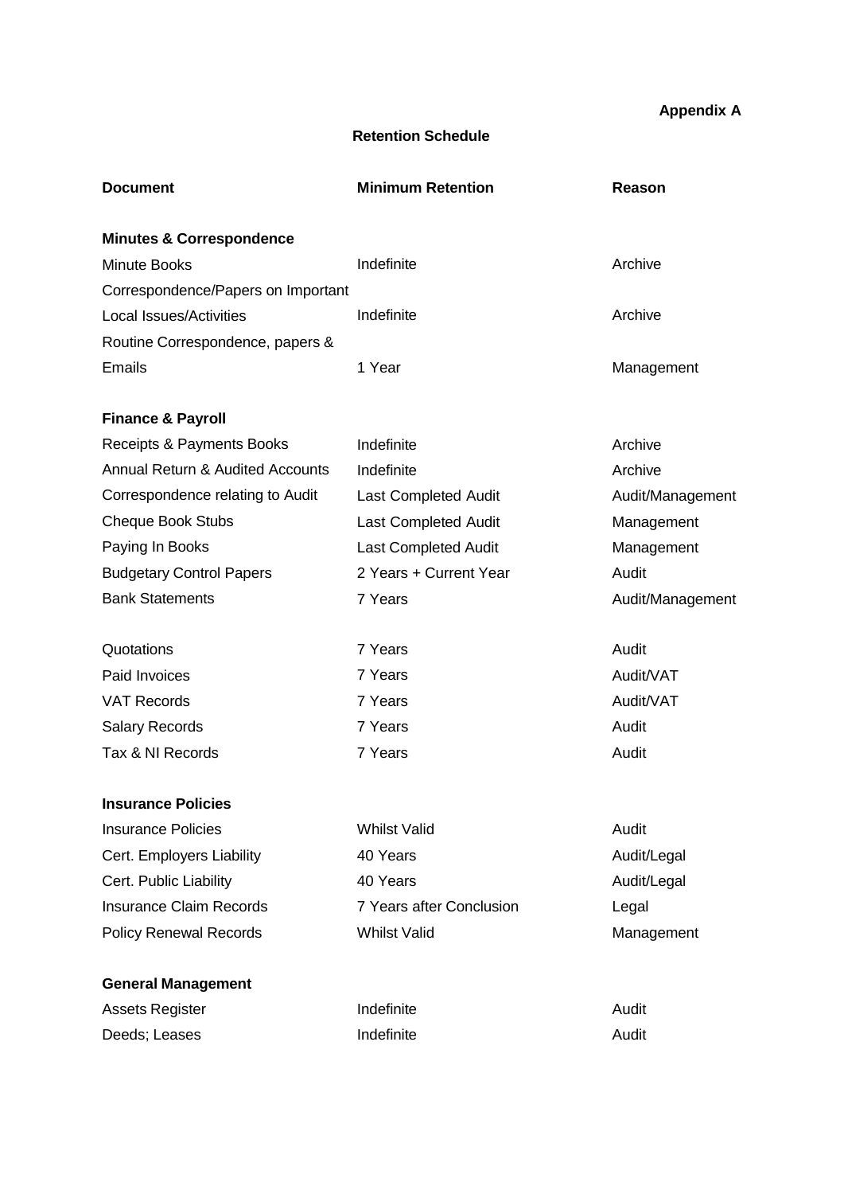**Appendix A**

## Retention Schedule

| Document | Minimum Retention | Reason |
|---|---|---|
| **Minutes & Correspondence** | | |
| Minute Books | Indefinite | Archive |
| Correspondence/Papers on Important Local Issues/Activities | Indefinite | Archive |
| Routine Correspondence, papers & Emails | 1 Year | Management |
| **Finance & Payroll** | | |
| Receipts & Payments Books | Indefinite | Archive |
| Annual Return & Audited Accounts | Indefinite | Archive |
| Correspondence relating to Audit | Last Completed Audit | Audit/Management |
| Cheque Book Stubs | Last Completed Audit | Management |
| Paying In Books | Last Completed Audit | Management |
| Budgetary Control Papers | 2 Years + Current Year | Audit |
| Bank Statements | 7 Years | Audit/Management |
| Quotations | 7 Years | Audit |
| Paid Invoices | 7 Years | Audit/VAT |
| VAT Records | 7 Years | Audit/VAT |
| Salary Records | 7 Years | Audit |
| Tax & NI Records | 7 Years | Audit |
| **Insurance Policies** | | |
| Insurance Policies | Whilst Valid | Audit |
| Cert. Employers Liability | 40 Years | Audit/Legal |
| Cert. Public Liability | 40 Years | Audit/Legal |
| Insurance Claim Records | 7 Years after Conclusion | Legal |
| Policy Renewal Records | Whilst Valid | Management |
| **General Management** | | |
| Assets Register | Indefinite | Audit |
| Deeds; Leases | Indefinite | Audit |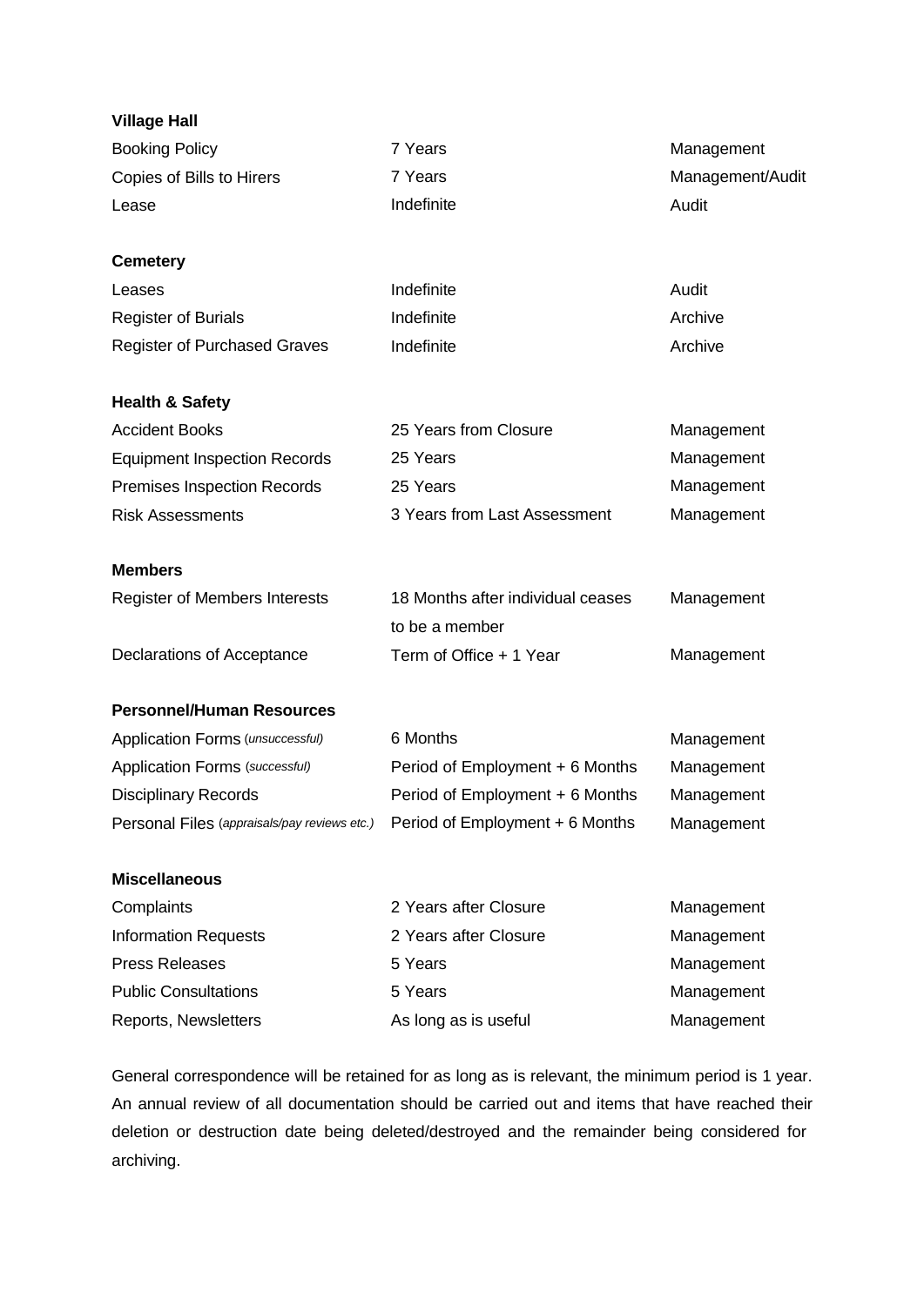**Village Hall**

| | | |
|---|---|---|
| Booking Policy | 7 Years | Management |
| Copies of Bills to Hirers | 7 Years | Management/Audit |
| Lease | Indefinite | Audit |

**Cemetery**

| | | |
|---|---|---|
| Leases | Indefinite | Audit |
| Register of Burials | Indefinite | Archive |
| Register of Purchased Graves | Indefinite | Archive |

**Health & Safety**

| | | |
|---|---|---|
| Accident Books | 25 Years from Closure | Management |
| Equipment Inspection Records | 25 Years | Management |
| Premises Inspection Records | 25 Years | Management |
| Risk Assessments | 3 Years from Last Assessment | Management |

**Members**

| | | |
|---|---|---|
| Register of Members Interests | 18 Months after individual ceases to be a member | Management |
| Declarations of Acceptance | Term of Office + 1 Year | Management |

**Personnel/Human Resources**

| | | |
|---|---|---|
| Application Forms *(unsuccessful)* | 6 Months | Management |
| Application Forms *(successful)* | Period of Employment + 6 Months | Management |
| Disciplinary Records | Period of Employment + 6 Months | Management |
| Personal Files *(appraisals/pay reviews etc.)* | Period of Employment + 6 Months | Management |

**Miscellaneous**

| | | |
|---|---|---|
| Complaints | 2 Years after Closure | Management |
| Information Requests | 2 Years after Closure | Management |
| Press Releases | 5 Years | Management |
| Public Consultations | 5 Years | Management |
| Reports, Newsletters | As long as is useful | Management |

General correspondence will be retained for as long as is relevant, the minimum period is 1 year. An annual review of all documentation should be carried out and items that have reached their deletion or destruction date being deleted/destroyed and the remainder being considered for archiving.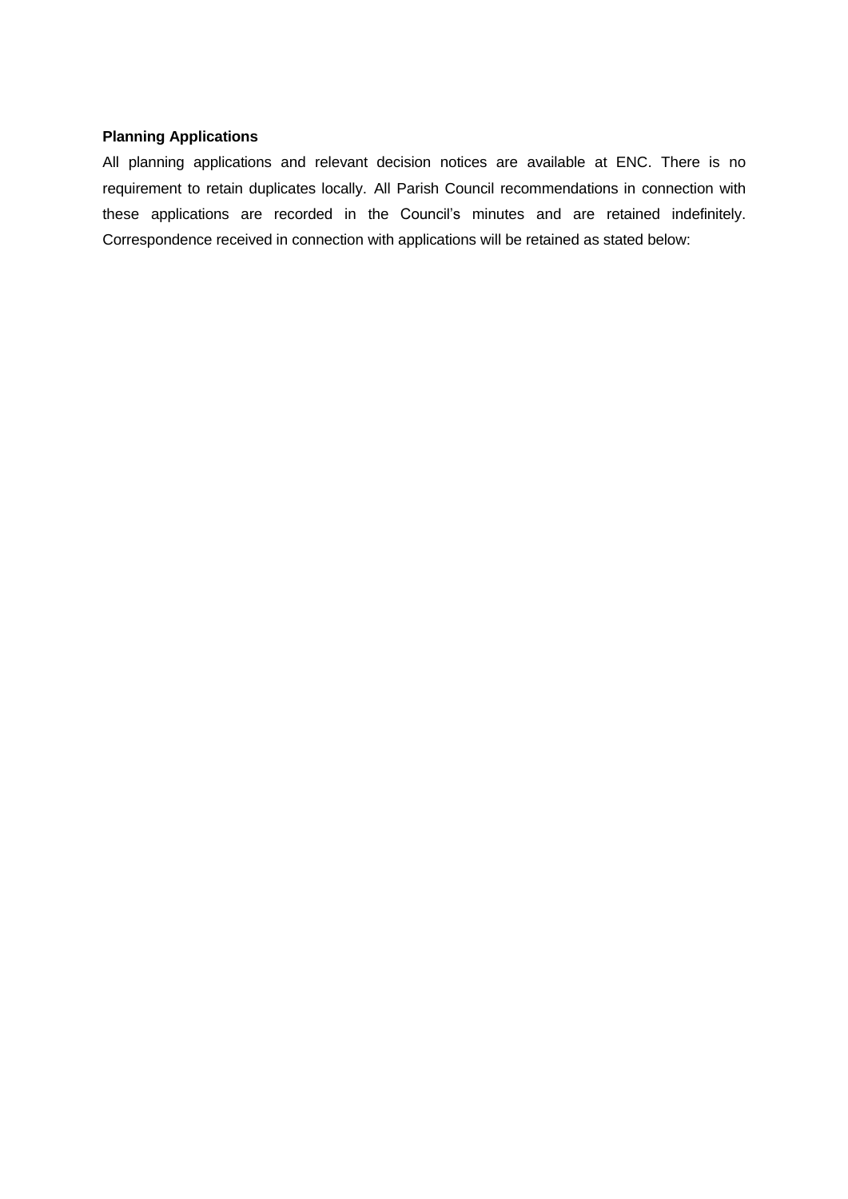**Planning Applications**

All planning applications and relevant decision notices are available at ENC. There is no requirement to retain duplicates locally. All Parish Council recommendations in connection with these applications are recorded in the Council's minutes and are retained indefinitely. Correspondence received in connection with applications will be retained as stated below: